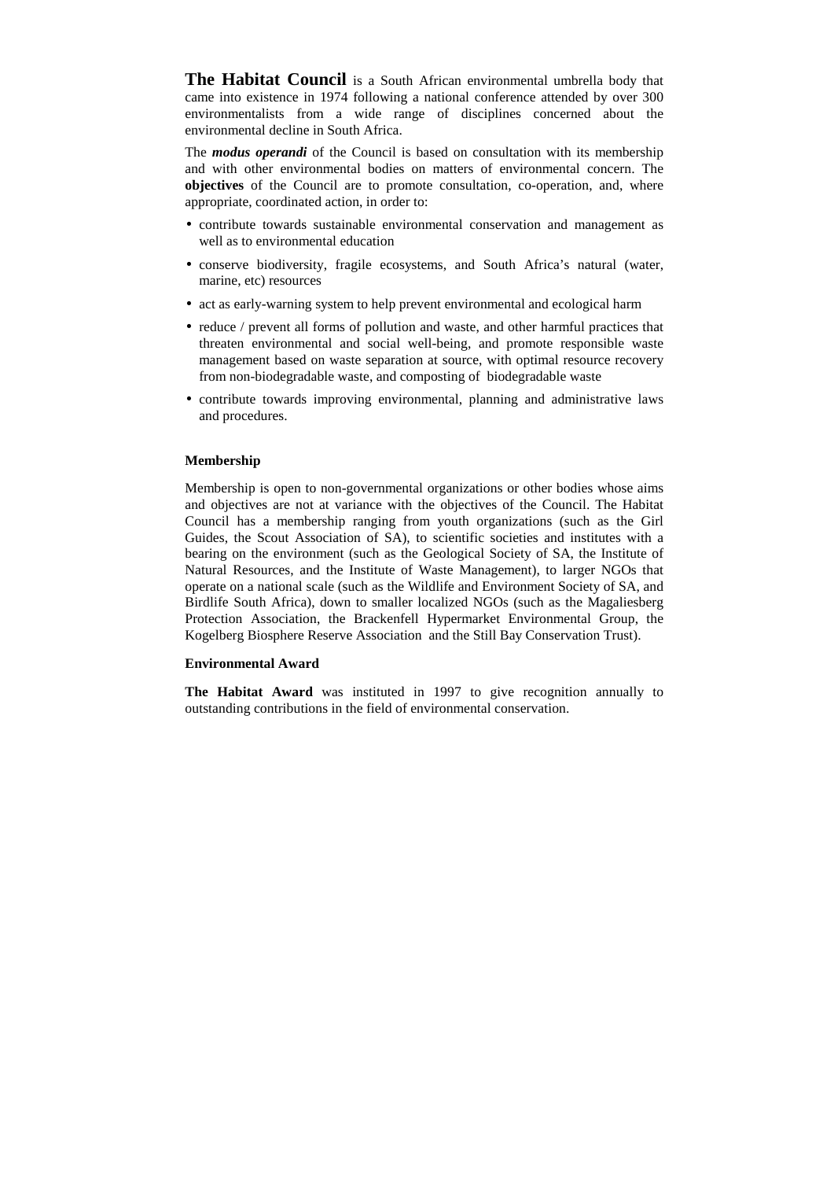**The Habitat Council** is a South African environmental umbrella body that came into existence in 1974 following a national conference attended by over 300 environmentalists from a wide range of disciplines concerned about the environmental decline in South Africa.

The ***modus operandi*** of the Council is based on consultation with its membership and with other environmental bodies on matters of environmental concern. The **objectives** of the Council are to promote consultation, co-operation, and, where appropriate, coordinated action, in order to:

- contribute towards sustainable environmental conservation and management as well as to environmental education
- conserve biodiversity, fragile ecosystems, and South Africa's natural (water, marine, etc) resources
- act as early-warning system to help prevent environmental and ecological harm
- reduce / prevent all forms of pollution and waste, and other harmful practices that threaten environmental and social well-being, and promote responsible waste management based on waste separation at source, with optimal resource recovery from non-biodegradable waste, and composting of biodegradable waste
- contribute towards improving environmental, planning and administrative laws and procedures.

**Membership**

Membership is open to non-governmental organizations or other bodies whose aims and objectives are not at variance with the objectives of the Council. The Habitat Council has a membership ranging from youth organizations (such as the Girl Guides, the Scout Association of SA), to scientific societies and institutes with a bearing on the environment (such as the Geological Society of SA, the Institute of Natural Resources, and the Institute of Waste Management), to larger NGOs that operate on a national scale (such as the Wildlife and Environment Society of SA, and Birdlife South Africa), down to smaller localized NGOs (such as the Magaliesberg Protection Association, the Brackenfell Hypermarket Environmental Group, the Kogelberg Biosphere Reserve Association and the Still Bay Conservation Trust).

**Environmental Award**

**The Habitat Award** was instituted in 1997 to give recognition annually to outstanding contributions in the field of environmental conservation.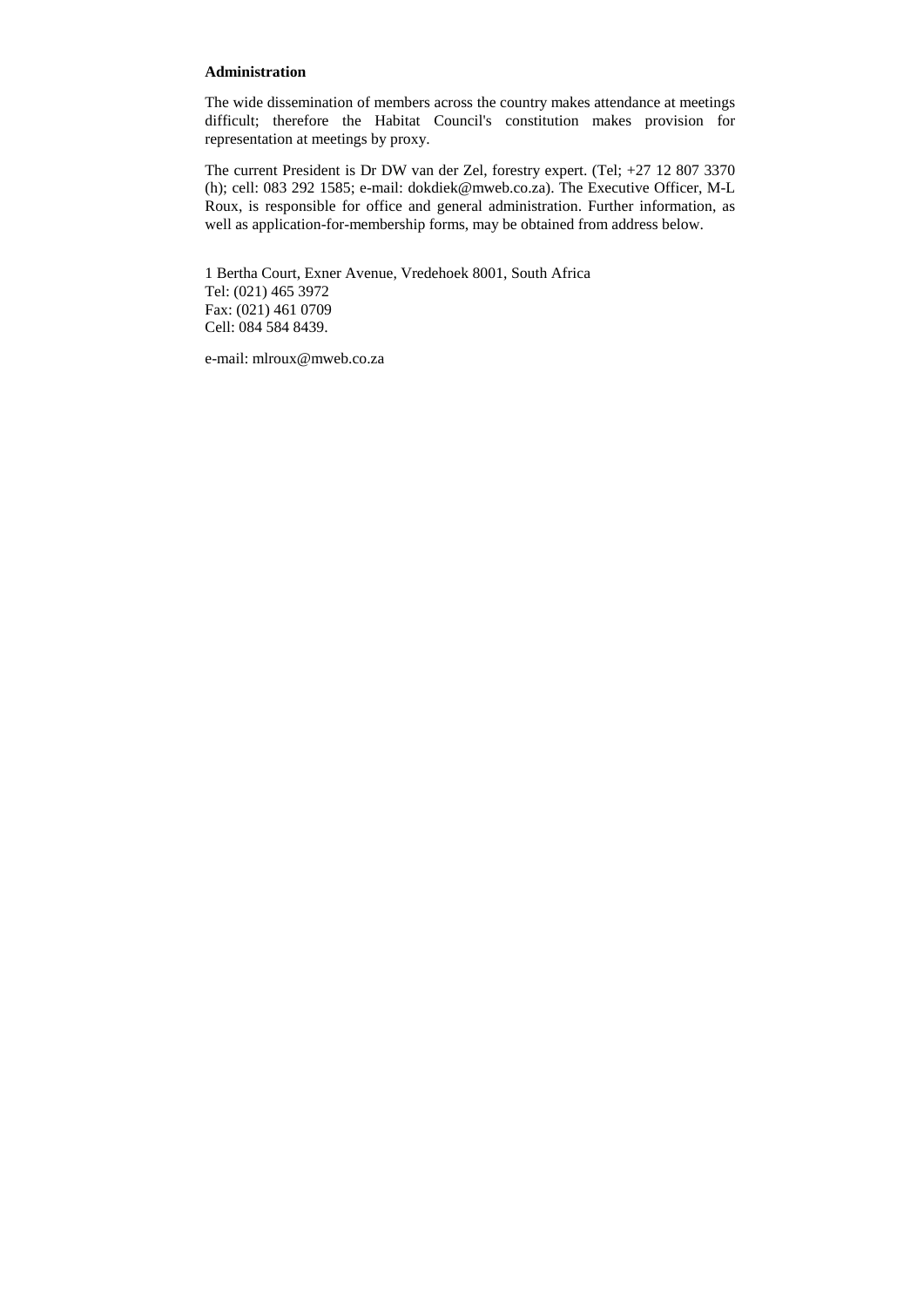**Administration**

The wide dissemination of members across the country makes attendance at meetings difficult; therefore the Habitat Council's constitution makes provision for representation at meetings by proxy.

The current President is Dr DW van der Zel, forestry expert. (Tel; +27 12 807 3370 (h); cell: 083 292 1585; e-mail: dokdiek@mweb.co.za). The Executive Officer, M-L Roux, is responsible for office and general administration. Further information, as well as application-for-membership forms, may be obtained from address below.

1 Bertha Court, Exner Avenue, Vredehoek 8001, South Africa
Tel: (021) 465 3972
Fax: (021) 461 0709
Cell: 084 584 8439.

e-mail: mlroux@mweb.co.za